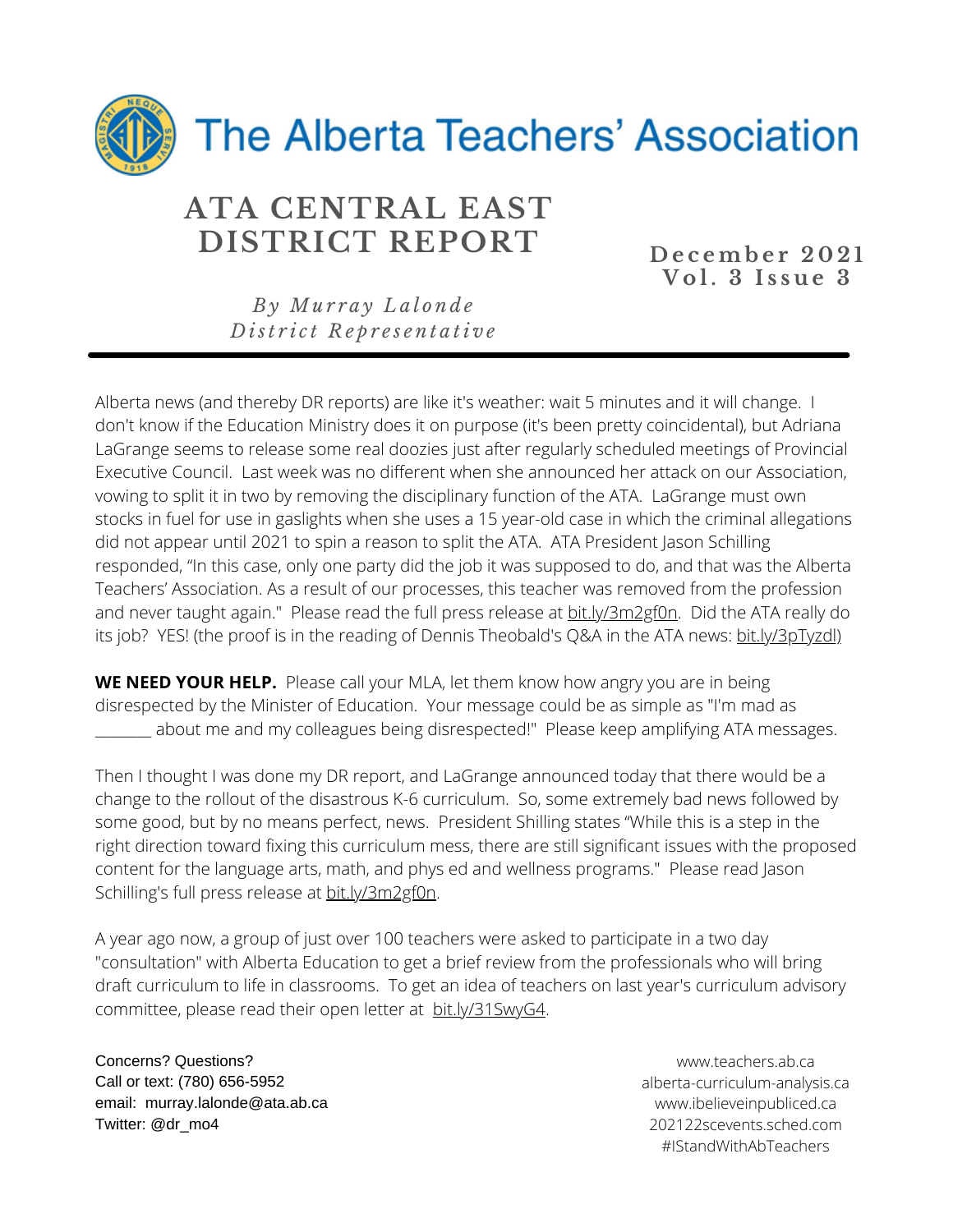The Alberta Teachers' Association

# ATA CENTRAL EAST DISTRICT REPORT

**December 2021**
**Vol. 3 Issue 3**

*By Murray Lalonde*
*District Representative*

---

Alberta news (and thereby DR reports) are like it's weather: wait 5 minutes and it will change. I don't know if the Education Ministry does it on purpose (it's been pretty coincidental), but Adriana LaGrange seems to release some real doozies just after regularly scheduled meetings of Provincial Executive Council. Last week was no different when she announced her attack on our Association, vowing to split it in two by removing the disciplinary function of the ATA. LaGrange must own stocks in fuel for use in gaslights when she uses a 15 year-old case in which the criminal allegations did not appear until 2021 to spin a reason to split the ATA. ATA President Jason Schilling responded, "In this case, only one party did the job it was supposed to do, and that was the Alberta Teachers' Association. As a result of our processes, this teacher was removed from the profession and never taught again." Please read the full press release at bit.ly/3m2gf0n. Did the ATA really do its job? YES! (the proof is in the reading of Dennis Theobald's Q&A in the ATA news: bit.ly/3pTyzdl)

**WE NEED YOUR HELP.** Please call your MLA, let them know how angry you are in being disrespected by the Minister of Education. Your message could be as simple as "I'm mad as _______ about me and my colleagues being disrespected!" Please keep amplifying ATA messages.

Then I thought I was done my DR report, and LaGrange announced today that there would be a change to the rollout of the disastrous K-6 curriculum. So, some extremely bad news followed by some good, but by no means perfect, news. President Shilling states "While this is a step in the right direction toward fixing this curriculum mess, there are still significant issues with the proposed content for the language arts, math, and phys ed and wellness programs." Please read Jason Schilling's full press release at bit.ly/3m2gf0n.

A year ago now, a group of just over 100 teachers were asked to participate in a two day "consultation" with Alberta Education to get a brief review from the professionals who will bring draft curriculum to life in classrooms. To get an idea of teachers on last year's curriculum advisory committee, please read their open letter at bit.ly/31SwyG4.

Concerns? Questions?
Call or text: (780) 656-5952
email: murray.lalonde@ata.ab.ca
Twitter: @dr_mo4

www.teachers.ab.ca
alberta-curriculum-analysis.ca
www.ibelieveinpubliced.ca
202122scevents.sched.com
#IStandWithAbTeachers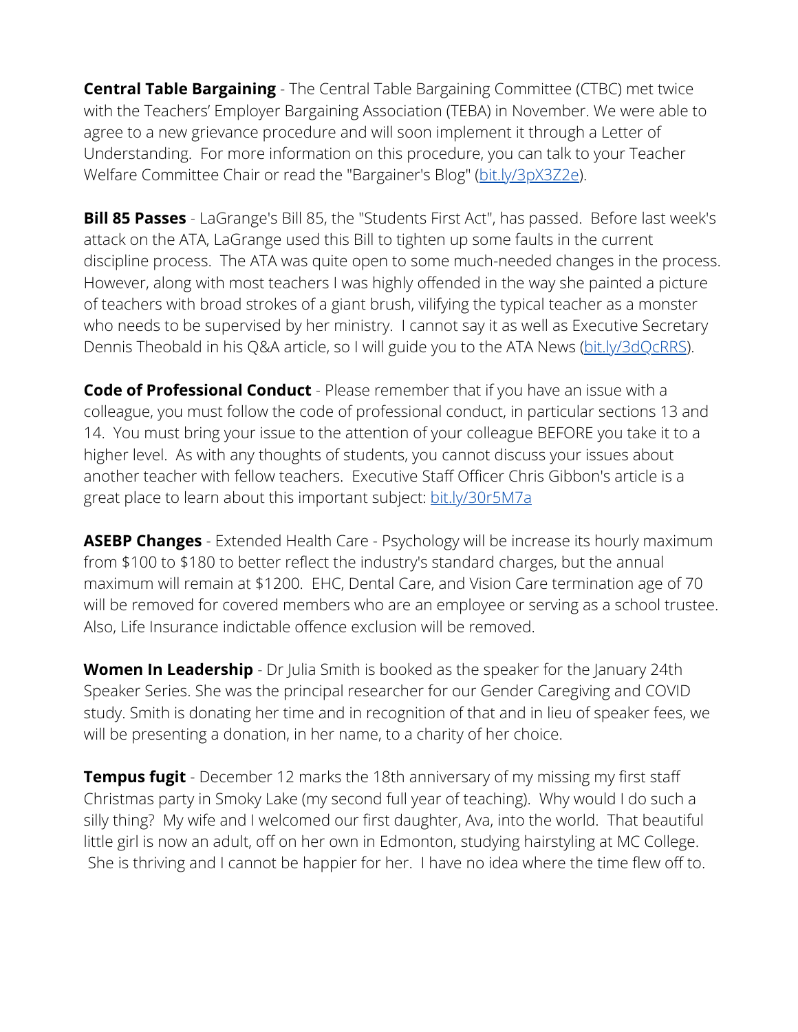**Central Table Bargaining** - The Central Table Bargaining Committee (CTBC) met twice with the Teachers' Employer Bargaining Association (TEBA) in November. We were able to agree to a new grievance procedure and will soon implement it through a Letter of Understanding. For more information on this procedure, you can talk to your Teacher Welfare Committee Chair or read the "Bargainer's Blog" (bit.ly/3pX3Z2e).

**Bill 85 Passes** - LaGrange's Bill 85, the "Students First Act", has passed. Before last week's attack on the ATA, LaGrange used this Bill to tighten up some faults in the current discipline process. The ATA was quite open to some much-needed changes in the process. However, along with most teachers I was highly offended in the way she painted a picture of teachers with broad strokes of a giant brush, vilifying the typical teacher as a monster who needs to be supervised by her ministry. I cannot say it as well as Executive Secretary Dennis Theobald in his Q&A article, so I will guide you to the ATA News (bit.ly/3dQcRRS).

**Code of Professional Conduct** - Please remember that if you have an issue with a colleague, you must follow the code of professional conduct, in particular sections 13 and 14. You must bring your issue to the attention of your colleague BEFORE you take it to a higher level. As with any thoughts of students, you cannot discuss your issues about another teacher with fellow teachers. Executive Staff Officer Chris Gibbon's article is a great place to learn about this important subject: bit.ly/30r5M7a

**ASEBP Changes** - Extended Health Care - Psychology will be increase its hourly maximum from $100 to $180 to better reflect the industry's standard charges, but the annual maximum will remain at $1200. EHC, Dental Care, and Vision Care termination age of 70 will be removed for covered members who are an employee or serving as a school trustee. Also, Life Insurance indictable offence exclusion will be removed.

**Women In Leadership** - Dr Julia Smith is booked as the speaker for the January 24th Speaker Series. She was the principal researcher for our Gender Caregiving and COVID study. Smith is donating her time and in recognition of that and in lieu of speaker fees, we will be presenting a donation, in her name, to a charity of her choice.

**Tempus fugit** - December 12 marks the 18th anniversary of my missing my first staff Christmas party in Smoky Lake (my second full year of teaching). Why would I do such a silly thing? My wife and I welcomed our first daughter, Ava, into the world. That beautiful little girl is now an adult, off on her own in Edmonton, studying hairstyling at MC College. She is thriving and I cannot be happier for her. I have no idea where the time flew off to.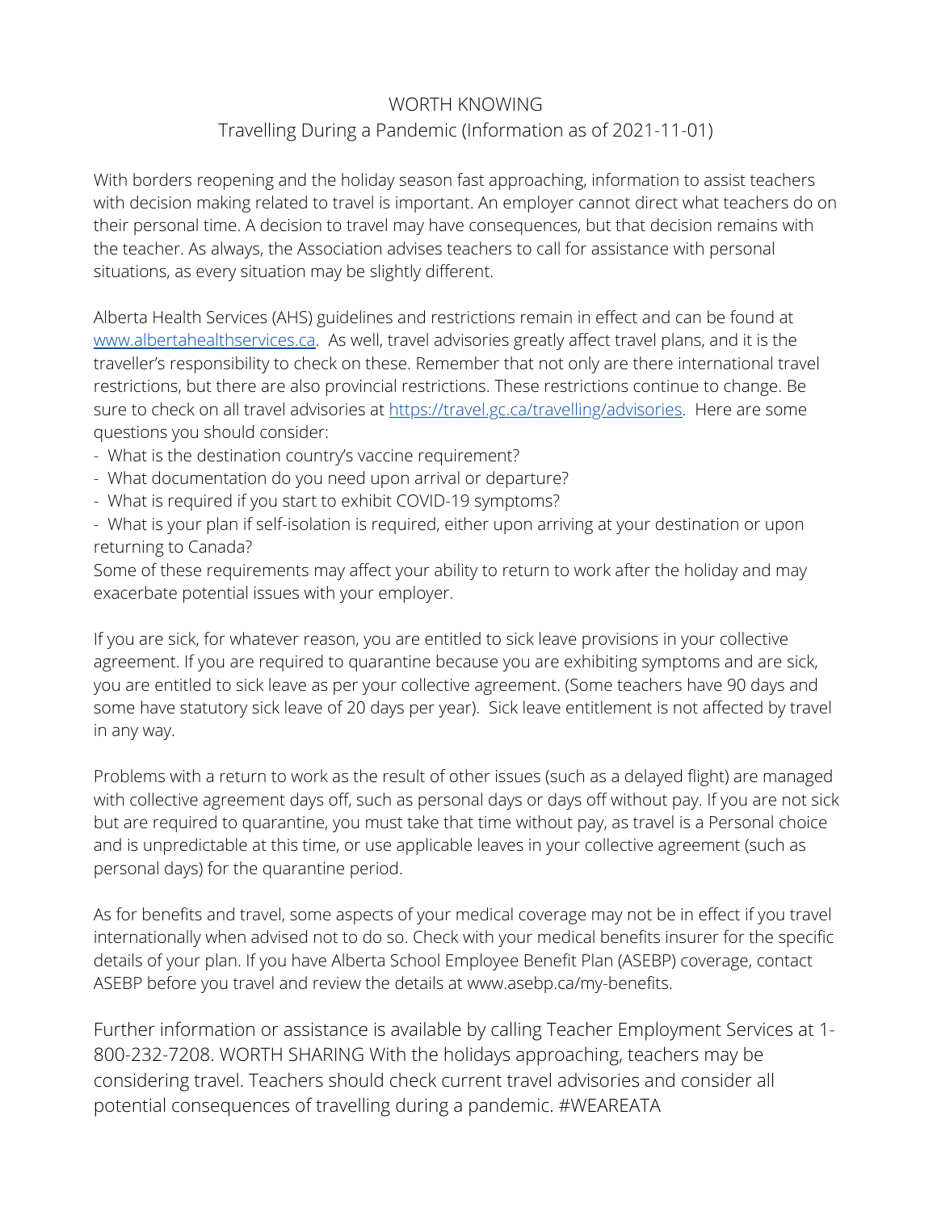# WORTH KNOWING

## Travelling During a Pandemic (Information as of 2021-11-01)

With borders reopening and the holiday season fast approaching, information to assist teachers with decision making related to travel is important. An employer cannot direct what teachers do on their personal time. A decision to travel may have consequences, but that decision remains with the teacher. As always, the Association advises teachers to call for assistance with personal situations, as every situation may be slightly different.

Alberta Health Services (AHS) guidelines and restrictions remain in effect and can be found at [www.albertahealthservices.ca](www.albertahealthservices.ca). As well, travel advisories greatly affect travel plans, and it is the traveller's responsibility to check on these. Remember that not only are there international travel restrictions, but there are also provincial restrictions. These restrictions continue to change. Be sure to check on all travel advisories at [https://travel.gc.ca/travelling/advisories](https://travel.gc.ca/travelling/advisories). Here are some questions you should consider:

- What is the destination country's vaccine requirement?
- What documentation do you need upon arrival or departure?
- What is required if you start to exhibit COVID-19 symptoms?
- What is your plan if self-isolation is required, either upon arriving at your destination or upon returning to Canada?

Some of these requirements may affect your ability to return to work after the holiday and may exacerbate potential issues with your employer.

If you are sick, for whatever reason, you are entitled to sick leave provisions in your collective agreement. If you are required to quarantine because you are exhibiting symptoms and are sick, you are entitled to sick leave as per your collective agreement. (Some teachers have 90 days and some have statutory sick leave of 20 days per year). Sick leave entitlement is not affected by travel in any way.

Problems with a return to work as the result of other issues (such as a delayed flight) are managed with collective agreement days off, such as personal days or days off without pay. If you are not sick but are required to quarantine, you must take that time without pay, as travel is a Personal choice and is unpredictable at this time, or use applicable leaves in your collective agreement (such as personal days) for the quarantine period.

As for benefits and travel, some aspects of your medical coverage may not be in effect if you travel internationally when advised not to do so. Check with your medical benefits insurer for the specific details of your plan. If you have Alberta School Employee Benefit Plan (ASEBP) coverage, contact ASEBP before you travel and review the details at www.asebp.ca/my-benefits.

Further information or assistance is available by calling Teacher Employment Services at 1-800-232-7208. WORTH SHARING With the holidays approaching, teachers may be considering travel. Teachers should check current travel advisories and consider all potential consequences of travelling during a pandemic. #WEAREATA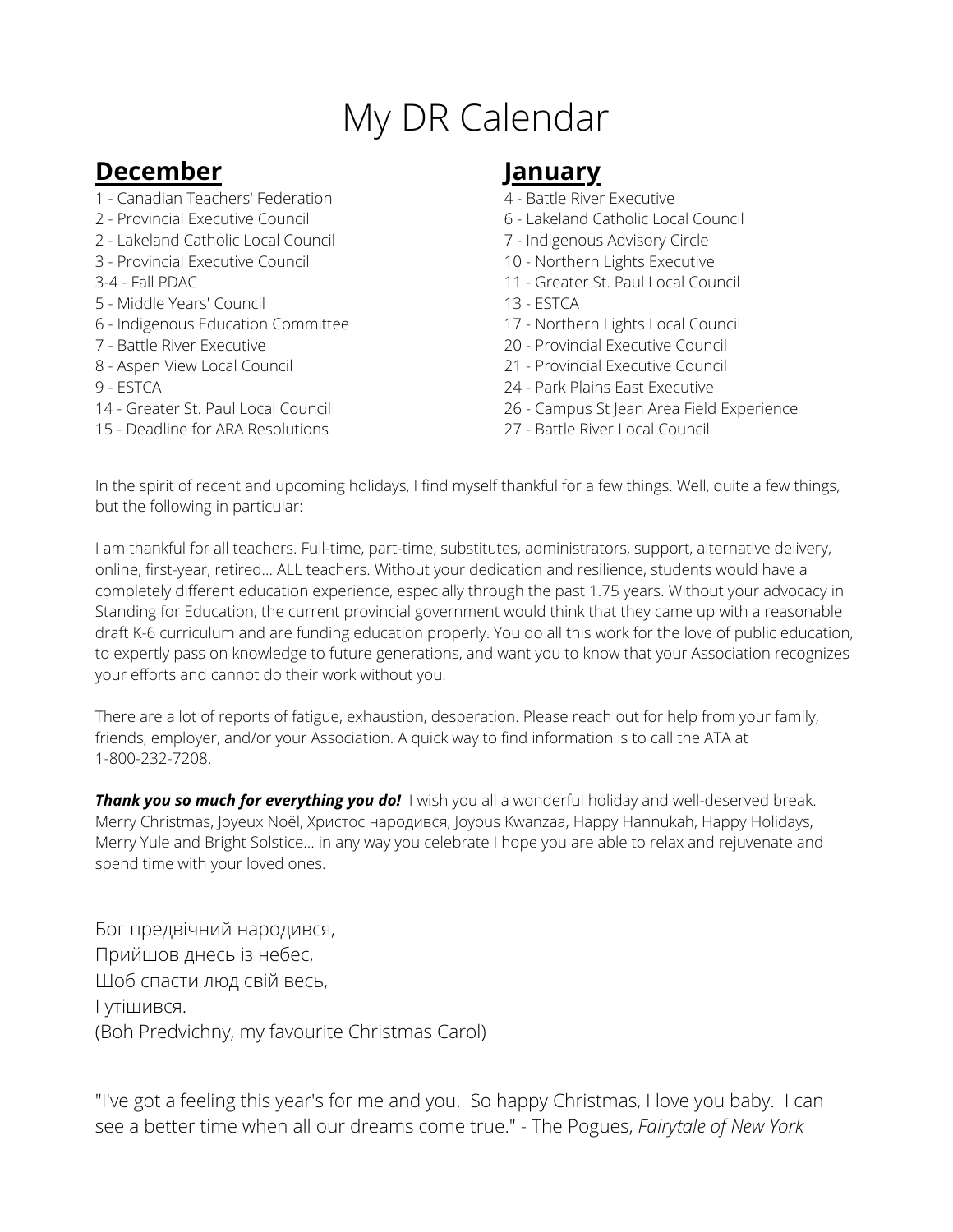# My DR Calendar

## December

1 - Canadian Teachers' Federation
2 - Provincial Executive Council
2 - Lakeland Catholic Local Council
3 - Provincial Executive Council
3-4 - Fall PDAC
5 - Middle Years' Council
6 - Indigenous Education Committee
7 - Battle River Executive
8 - Aspen View Local Council
9 - ESTCA
14 - Greater St. Paul Local Council
15 - Deadline for ARA Resolutions

## January

4 - Battle River Executive
6 - Lakeland Catholic Local Council
7 - Indigenous Advisory Circle
10 - Northern Lights Executive
11 - Greater St. Paul Local Council
13 - ESTCA
17 - Northern Lights Local Council
20 - Provincial Executive Council
21 - Provincial Executive Council
24 - Park Plains East Executive
26 - Campus St Jean Area Field Experience
27 - Battle River Local Council

In the spirit of recent and upcoming holidays, I find myself thankful for a few things. Well, quite a few things, but the following in particular:

I am thankful for all teachers. Full-time, part-time, substitutes, administrators, support, alternative delivery, online, first-year, retired... ALL teachers. Without your dedication and resilience, students would have a completely different education experience, especially through the past 1.75 years. Without your advocacy in Standing for Education, the current provincial government would think that they came up with a reasonable draft K-6 curriculum and are funding education properly. You do all this work for the love of public education, to expertly pass on knowledge to future generations, and want you to know that your Association recognizes your efforts and cannot do their work without you.

There are a lot of reports of fatigue, exhaustion, desperation. Please reach out for help from your family, friends, employer, and/or your Association. A quick way to find information is to call the ATA at 1-800-232-7208.

***Thank you so much for everything you do!*** I wish you all a wonderful holiday and well-deserved break. Merry Christmas, Joyeux Noël, Христос народився, Joyous Kwanzaa, Happy Hannukah, Happy Holidays, Merry Yule and Bright Solstice... in any way you celebrate I hope you are able to relax and rejuvenate and spend time with your loved ones.

Бог предвічний народився,
Прийшов днесь із небес,
Щоб спасти люд свій весь,
І утішився.
(Boh Predvichny, my favourite Christmas Carol)

"I've got a feeling this year's for me and you. So happy Christmas, I love you baby. I can see a better time when all our dreams come true." - The Pogues, *Fairytale of New York*